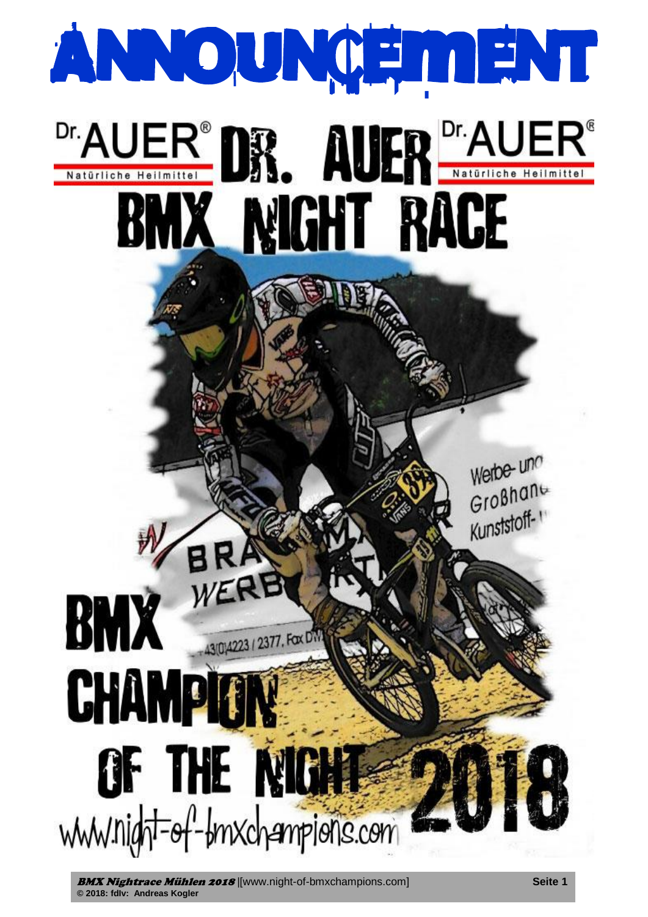# ANNOUNCEMENT

Dr. AUER® Natürliche Heilmittel

# DR. AUER

Dr. AUER® Natürliche Heilmittel

# BMX NIGHT RACE

# BMX CHAMPION OF THE NIGHT 2018

www.night-of-bmxchampions.com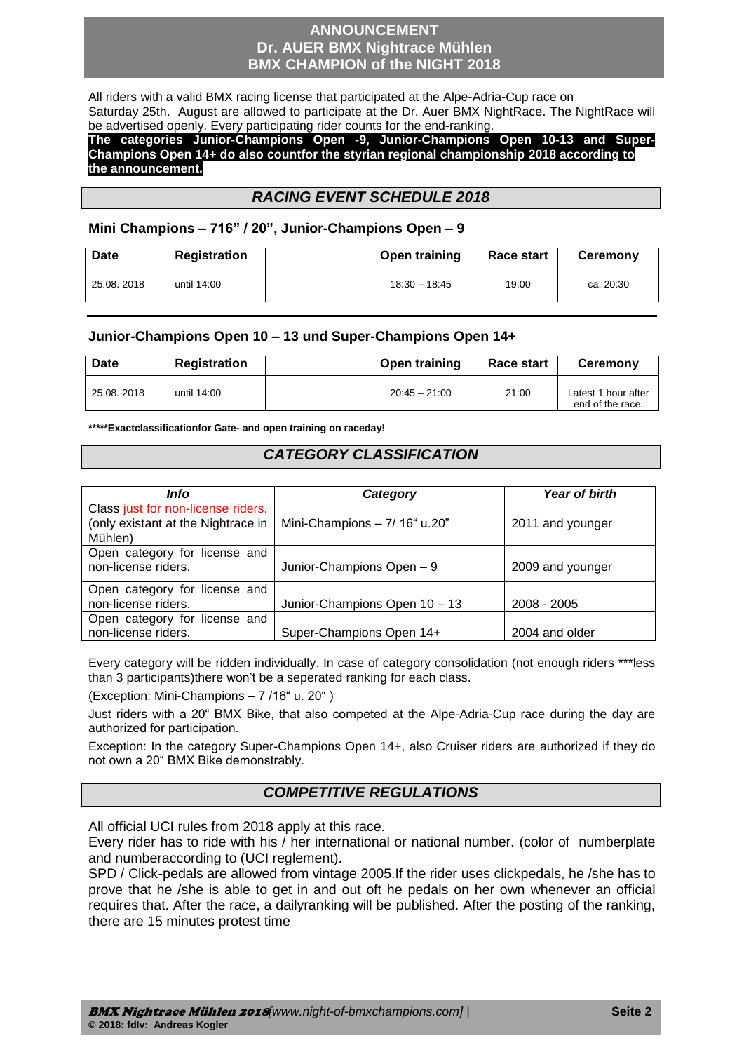# ANNOUNCEMENT
# Dr. AUER BMX Nightrace Mühlen
# BMX CHAMPION of the NIGHT 2018

All riders with a valid BMX racing license that participated at the Alpe-Adria-Cup race on Saturday 25th. August are allowed to participate at the Dr. Auer BMX NightRace. The NightRace will be advertised openly. Every participating rider counts for the end-ranking.

**The categories Junior-Champions Open -9, Junior-Champions Open 10-13 and Super-Champions Open 14+ do also countfor the styrian regional championship 2018 according to the announcement.**

## *RACING EVENT SCHEDULE 2018*

### Mini Champions – 716" / 20", Junior-Champions Open – 9

| Date | Registration | | Open training | Race start | Ceremony |
|---|---|---|---|---|---|
| 25.08. 2018 | until 14:00 | | 18:30 – 18:45 | 19:00 | ca. 20:30 |

### Junior-Champions Open 10 – 13 und Super-Champions Open 14+

| Date | Registration | | Open training | Race start | Ceremony |
|---|---|---|---|---|---|
| 25.08. 2018 | until 14:00 | | 20:45 – 21:00 | 21:00 | Latest 1 hour after end of the race. |

**\*\*\*\*\*Exactclassificationfor Gate- and open training on raceday!**

## *CATEGORY CLASSIFICATION*

| *Info* | *Category* | *Year of birth* |
|---|---|---|
| Class just for non-license riders. (only existant at the Nightrace in Mühlen) | Mini-Champions – 7/ 16" u.20" | 2011 and younger |
| Open category for license and non-license riders. | Junior-Champions Open – 9 | 2009 and younger |
| Open category for license and non-license riders. | Junior-Champions Open 10 – 13 | 2008 - 2005 |
| Open category for license and non-license riders. | Super-Champions Open 14+ | 2004 and older |

Every category will be ridden individually. In case of category consolidation (not enough riders \*\*\*less than 3 participants)there won't be a seperated ranking for each class.

(Exception: Mini-Champions – 7 /16" u. 20" )

Just riders with a 20" BMX Bike, that also competed at the Alpe-Adria-Cup race during the day are authorized for participation.

Exception: In the category Super-Champions Open 14+, also Cruiser riders are authorized if they do not own a 20" BMX Bike demonstrably.

## *COMPETITIVE REGULATIONS*

All official UCI rules from 2018 apply at this race.
Every rider has to ride with his / her international or national number. (color of numberplate and numberaccording to (UCI reglement).
SPD / Click-pedals are allowed from vintage 2005.If the rider uses clickpedals, he /she has to prove that he /she is able to get in and out oft he pedals on her own whenever an official requires that. After the race, a dailyranking will be published. After the posting of the ranking, there are 15 minutes protest time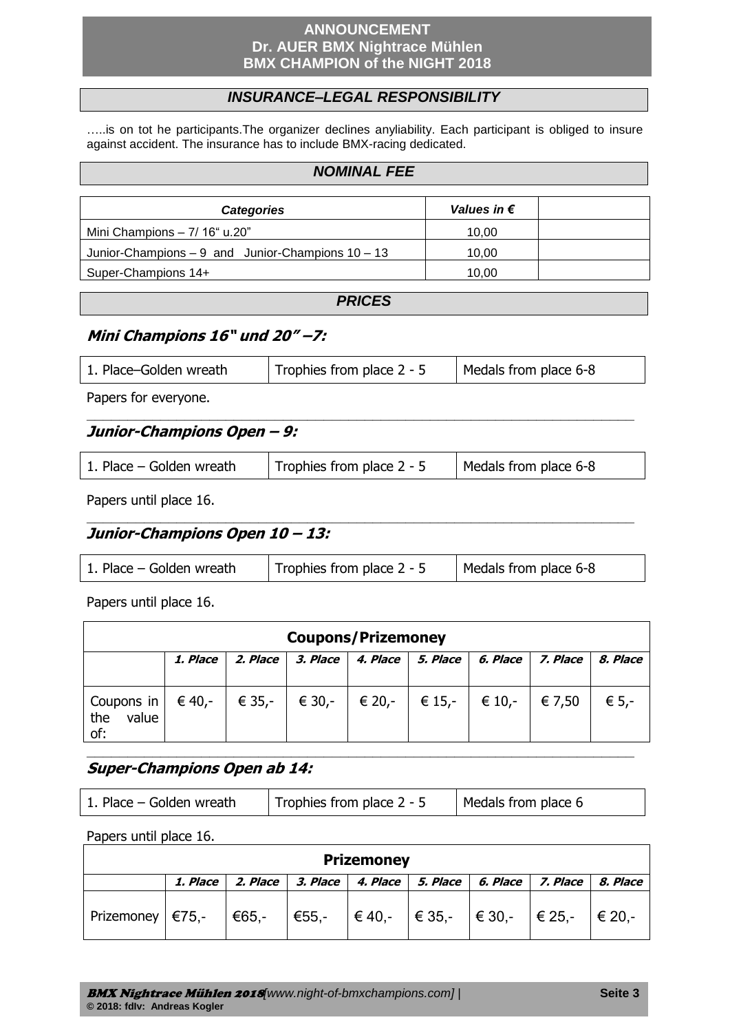# ANNOUNCEMENT
# Dr. AUER BMX Nightrace Mühlen
# BMX CHAMPION of the NIGHT 2018

## *INSURANCE–LEGAL RESPONSIBILITY*

…..is on tot he participants.The organizer declines anyliability. Each participant is obliged to insure against accident. The insurance has to include BMX-racing dedicated.

## *NOMINAL FEE*

| *Categories* | *Values in €* | |
|---|---|---|
| Mini Champions – 7/ 16" u.20" | 10,00 | |
| Junior-Champions – 9 and Junior-Champions 10 – 13 | 10,00 | |
| Super-Champions 14+ | 10,00 | |

## *PRICES*

### *Mini Champions 16" und 20" –7:*

| 1. Place–Golden wreath | Trophies from place 2 - 5 | Medals from place 6-8 |
|---|---|---|

Papers for everyone.

### *Junior-Champions Open – 9:*

| 1. Place – Golden wreath | Trophies from place 2 - 5 | Medals from place 6-8 |
|---|---|---|

Papers until place 16.

### *Junior-Champions Open 10 – 13:*

| 1. Place – Golden wreath | Trophies from place 2 - 5 | Medals from place 6-8 |
|---|---|---|

Papers until place 16.

| **Coupons/Prizemoney** | | | | | | | | |
|---|---|---|---|---|---|---|---|---|
| | *1. Place* | *2. Place* | *3. Place* | *4. Place* | *5. Place* | *6. Place* | *7. Place* | *8. Place* |
| Coupons in the value of: | € 40,- | € 35,- | € 30,- | € 20,- | € 15,- | € 10,- | € 7,50 | € 5,- |

### *Super-Champions Open ab 14:*

| 1. Place – Golden wreath | Trophies from place 2 - 5 | Medals from place 6 |
|---|---|---|

Papers until place 16.

| **Prizemoney** | | | | | | | | |
|---|---|---|---|---|---|---|---|---|
| | *1. Place* | *2. Place* | *3. Place* | *4. Place* | *5. Place* | *6. Place* | *7. Place* | *8. Place* |
| Prizemoney | €75,- | €65,- | €55,- | € 40,- | € 35,- | € 30,- | € 25,- | € 20,- |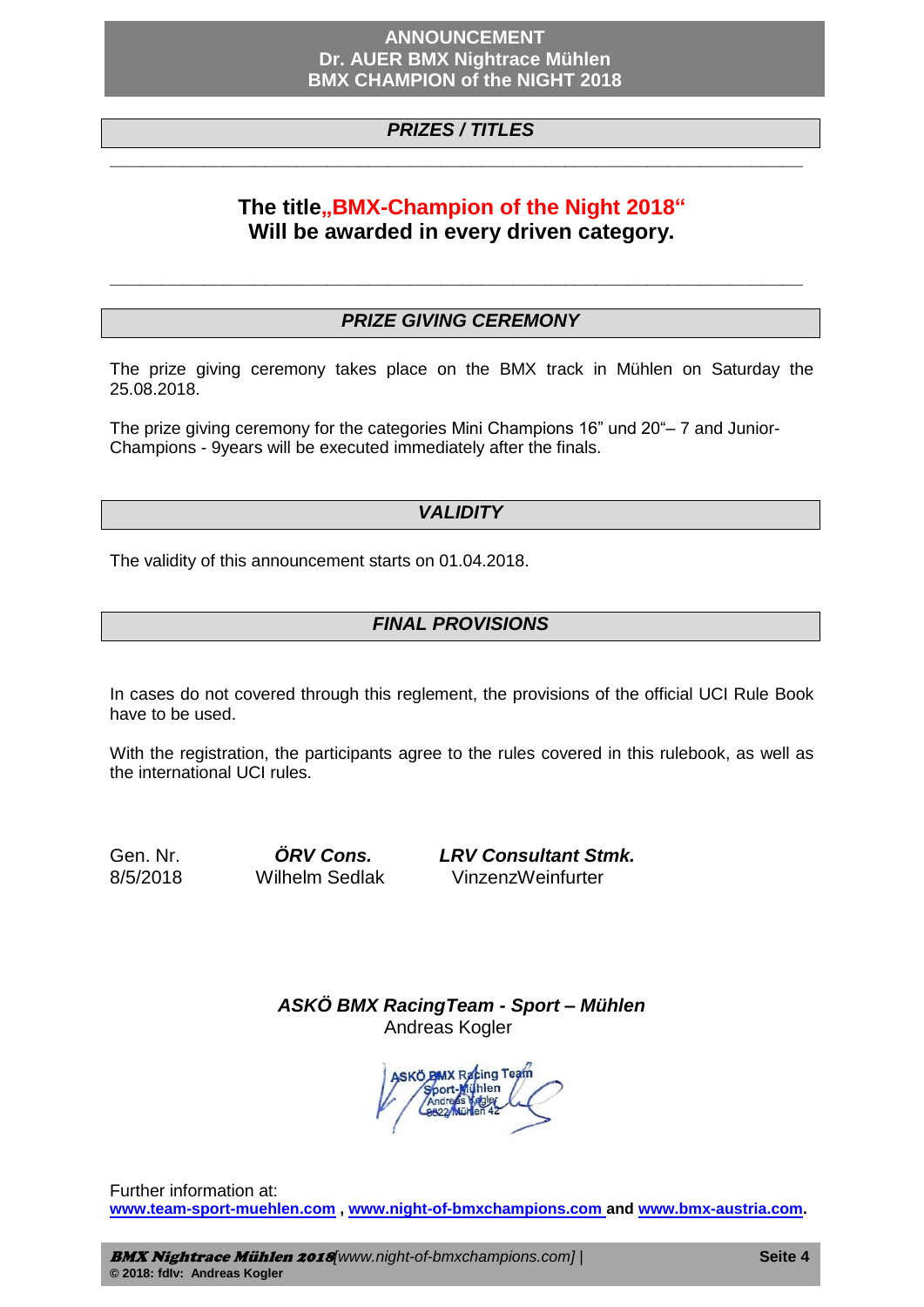**ANNOUNCEMENT**
**Dr. AUER BMX Nightrace Mühlen**
**BMX CHAMPION of the NIGHT 2018**

## *PRIZES / TITLES*

**The title„BMX-Champion of the Night 2018“**
**Will be awarded in every driven category.**

## *PRIZE GIVING CEREMONY*

The prize giving ceremony takes place on the BMX track in Mühlen on Saturday the 25.08.2018.

The prize giving ceremony for the categories Mini Champions 16” und 20“– 7 and Junior-Champions - 9years will be executed immediately after the finals.

## *VALIDITY*

The validity of this announcement starts on 01.04.2018.

## *FINAL PROVISIONS*

In cases do not covered through this reglement, the provisions of the official UCI Rule Book have to be used.

With the registration, the participants agree to the rules covered in this rulebook, as well as the international UCI rules.

| | | |
|---|---|---|
| Gen. Nr. | ***ÖRV Cons.*** | ***LRV Consultant Stmk.*** |
| 8/5/2018 | Wilhelm Sedlak | VinzenzWeinfurter |

***ASKÖ BMX RacingTeam - Sport – Mühlen***
Andreas Kogler

ASKÖ BMX Racing Team
Sport-Mühlen
Andreas Kogler
8822 Mühlen 42

Further information at:
**www.team-sport-muehlen.com , www.night-of-bmxchampions.com and www.bmx-austria.com.**